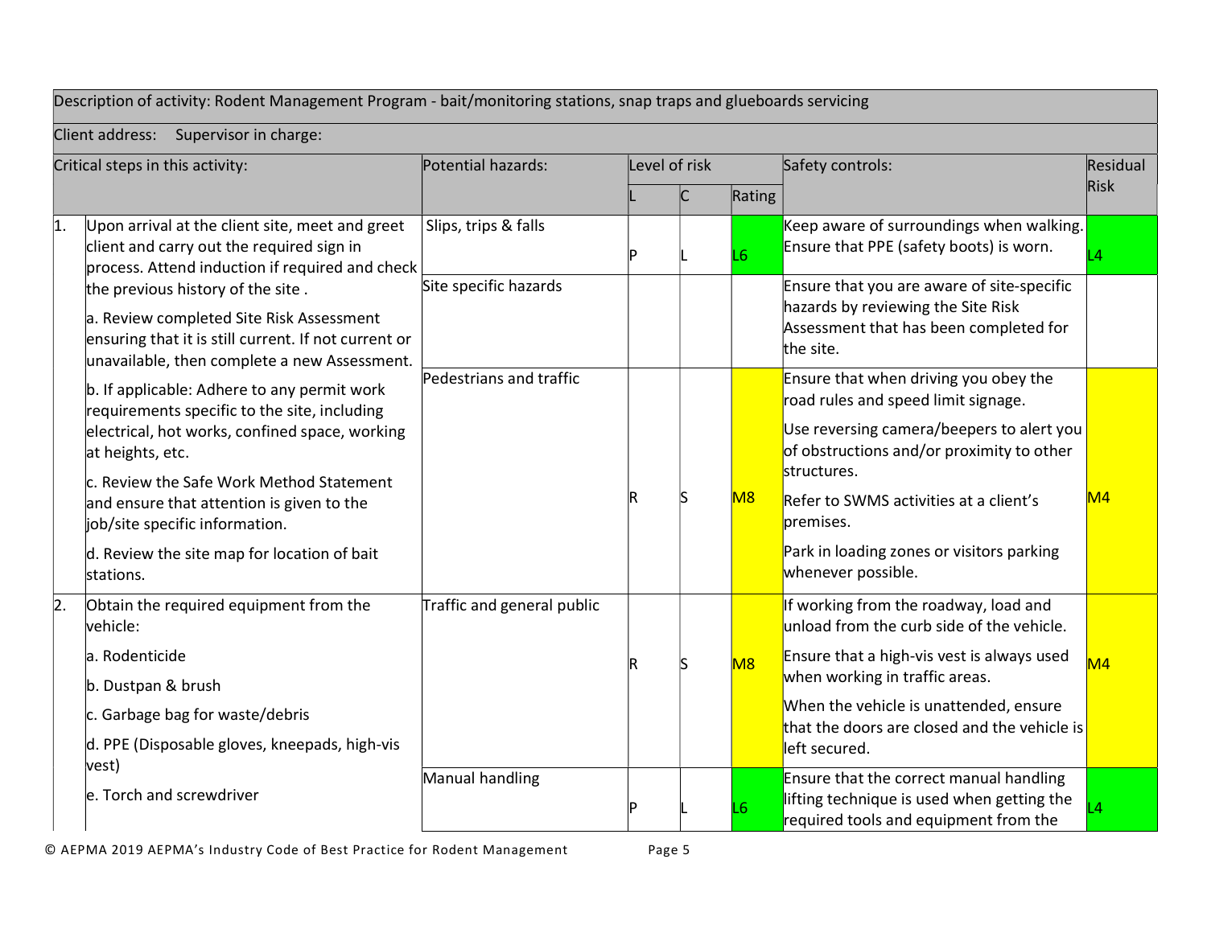| Description of activity: Rodent Management Program - bait/monitoring stations, snap traps and glueboards servicing | | | | | | | |
|---|---|---|---|---|---|---|---|
| Client address: Supervisor in charge: | | | | | | | |
| Critical steps in this activity: | | Potential hazards: | Level of risk | | | Safety controls: | Residual Risk |
| | | | L | C | Rating | | |
| 1. | Upon arrival at the client site, meet and greet client and carry out the required sign in process. Attend induction if required and check the previous history of the site .<br><br>a. Review completed Site Risk Assessment ensuring that it is still current. If not current or unavailable, then complete a new Assessment.<br><br>b. If applicable: Adhere to any permit work requirements specific to the site, including electrical, hot works, confined space, working at heights, etc.<br><br>c. Review the Safe Work Method Statement and ensure that attention is given to the job/site specific information.<br><br>d. Review the site map for location of bait stations. | Slips, trips & falls | P | L | L6 | Keep aware of surroundings when walking. Ensure that PPE (safety boots) is worn. | L4 |
| | | Site specific hazards | | | | Ensure that you are aware of site-specific hazards by reviewing the Site Risk Assessment that has been completed for the site. | |
| | | Pedestrians and traffic | R | S | M8 | Ensure that when driving you obey the road rules and speed limit signage.<br><br>Use reversing camera/beepers to alert you of obstructions and/or proximity to other structures.<br><br>Refer to SWMS activities at a client's premises.<br><br>Park in loading zones or visitors parking whenever possible. | M4 |
| 2. | Obtain the required equipment from the vehicle:<br><br>a. Rodenticide<br><br>b. Dustpan & brush<br><br>c. Garbage bag for waste/debris<br><br>d. PPE (Disposable gloves, kneepads, high-vis vest)<br><br>e. Torch and screwdriver | Traffic and general public | R | S | M8 | If working from the roadway, load and unload from the curb side of the vehicle.<br><br>Ensure that a high-vis vest is always used when working in traffic areas.<br><br>When the vehicle is unattended, ensure that the doors are closed and the vehicle is left secured. | M4 |
| | | Manual handling | P | L | L6 | Ensure that the correct manual handling lifting technique is used when getting the required tools and equipment from the | L4 |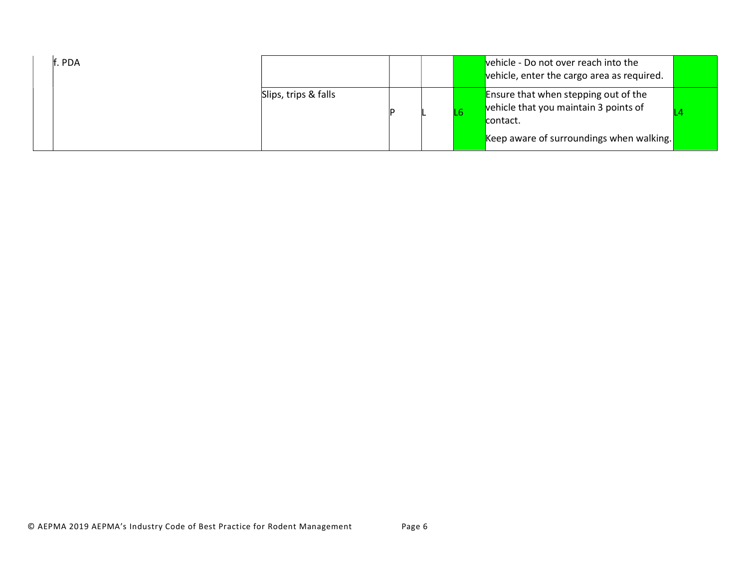| | | | | | | | |
|---|---|---|---|---|---|---|---|
| | f. PDA | | | | | vehicle - Do not over reach into the vehicle, enter the cargo area as required. | |
| | | Slips, trips & falls | P | L | L6 | Ensure that when stepping out of the vehicle that you maintain 3 points of contact.<br><br>Keep aware of surroundings when walking. | L4 |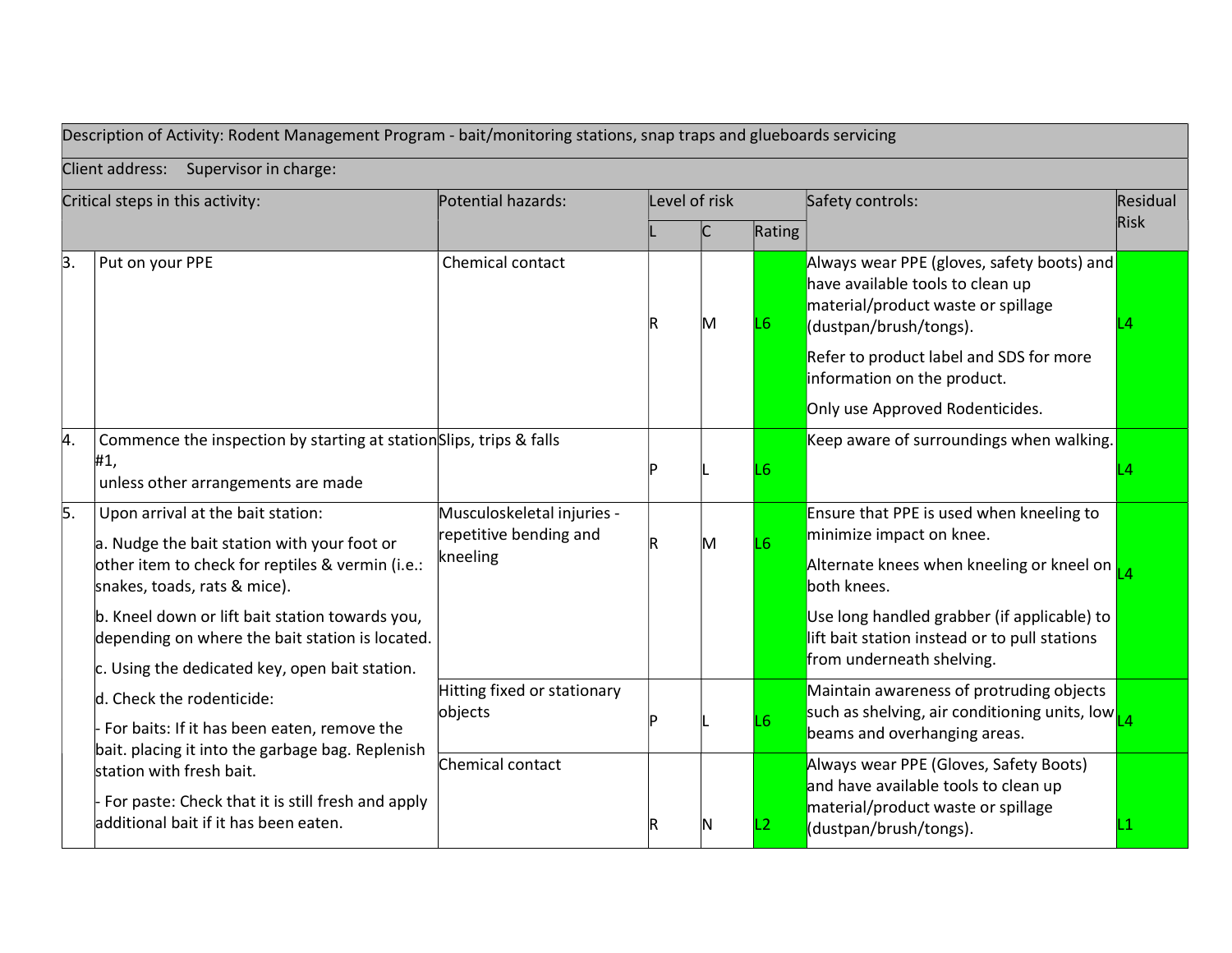| Description of Activity: Rodent Management Program - bait/monitoring stations, snap traps and glueboards servicing | | | | | | | |
|---|---|---|---|---|---|---|---|
| Client address: Supervisor in charge: | | | | | | | |
| Critical steps in this activity: | | Potential hazards: | Level of risk | | | Safety controls: | Residual Risk |
| | | | L | C | Rating | | |
| 3. | Put on your PPE | Chemical contact | R | M | L6 | Always wear PPE (gloves, safety boots) and have available tools to clean up material/product waste or spillage (dustpan/brush/tongs).<br>Refer to product label and SDS for more information on the product.<br>Only use Approved Rodenticides. | L4 |
| 4. | Commence the inspection by starting at station #1,<br>unless other arrangements are made | Slips, trips & falls | P | L | L6 | Keep aware of surroundings when walking. | L4 |
| 5. | Upon arrival at the bait station:<br>a. Nudge the bait station with your foot or other item to check for reptiles & vermin (i.e.: snakes, toads, rats & mice).<br>b. Kneel down or lift bait station towards you, depending on where the bait station is located.<br>c. Using the dedicated key, open bait station.<br>d. Check the rodenticide:<br>- For baits: If it has been eaten, remove the bait. placing it into the garbage bag. Replenish station with fresh bait.<br>- For paste: Check that it is still fresh and apply additional bait if it has been eaten. | Musculoskeletal injuries - repetitive bending and kneeling | R | M | L6 | Ensure that PPE is used when kneeling to minimize impact on knee.<br>Alternate knees when kneeling or kneel on both knees.<br>Use long handled grabber (if applicable) to lift bait station instead or to pull stations from underneath shelving. | L4 |
| | | Hitting fixed or stationary objects | P | L | L6 | Maintain awareness of protruding objects such as shelving, air conditioning units, low beams and overhanging areas. | L4 |
| | | Chemical contact | R | N | L2 | Always wear PPE (Gloves, Safety Boots) and have available tools to clean up material/product waste or spillage (dustpan/brush/tongs). | L1 |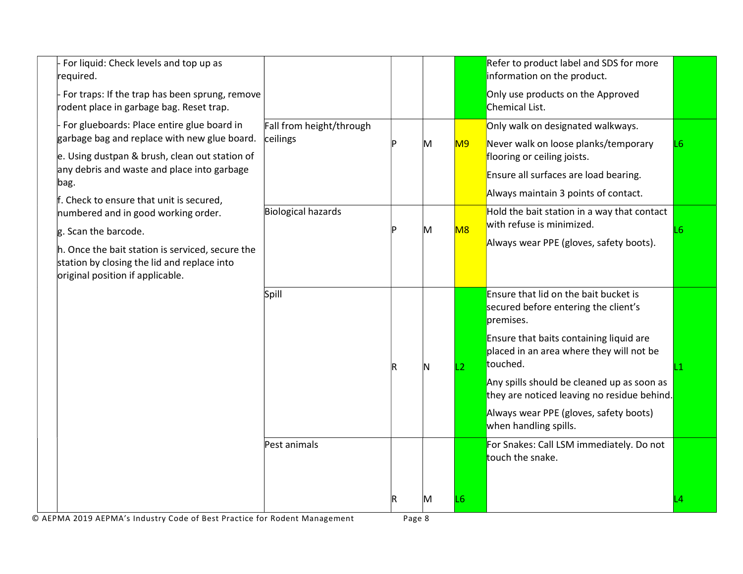| | | | | | | |
|---|---|---|---|---|---|---|
| - For liquid: Check levels and top up as required.<br>- For traps: If the trap has been sprung, remove rodent place in garbage bag. Reset trap. | | | | | Refer to product label and SDS for more information on the product.<br>Only use products on the Approved Chemical List. | |
| - For glueboards: Place entire glue board in garbage bag and replace with new glue board.<br>e. Using dustpan & brush, clean out station of any debris and waste and place into garbage bag.<br>f. Check to ensure that unit is secured, numbered and in good working order.<br>g. Scan the barcode.<br>h. Once the bait station is serviced, secure the station by closing the lid and replace into original position if applicable. | Fall from height/through ceilings | P | M | M9 | Only walk on designated walkways.<br>Never walk on loose planks/temporary flooring or ceiling joists.<br>Ensure all surfaces are load bearing.<br>Always maintain 3 points of contact. | L6 |
| | Biological hazards | P | M | M8 | Hold the bait station in a way that contact with refuse is minimized.<br>Always wear PPE (gloves, safety boots). | L6 |
| | Spill | R | N | L2 | Ensure that lid on the bait bucket is secured before entering the client's premises.<br>Ensure that baits containing liquid are placed in an area where they will not be touched.<br>Any spills should be cleaned up as soon as they are noticed leaving no residue behind.<br>Always wear PPE (gloves, safety boots) when handling spills. | L1 |
| | Pest animals | R | M | L6 | For Snakes: Call LSM immediately. Do not touch the snake. | L4 |

© AEPMA 2019 AEPMA's Industry Code of Best Practice for Rodent Management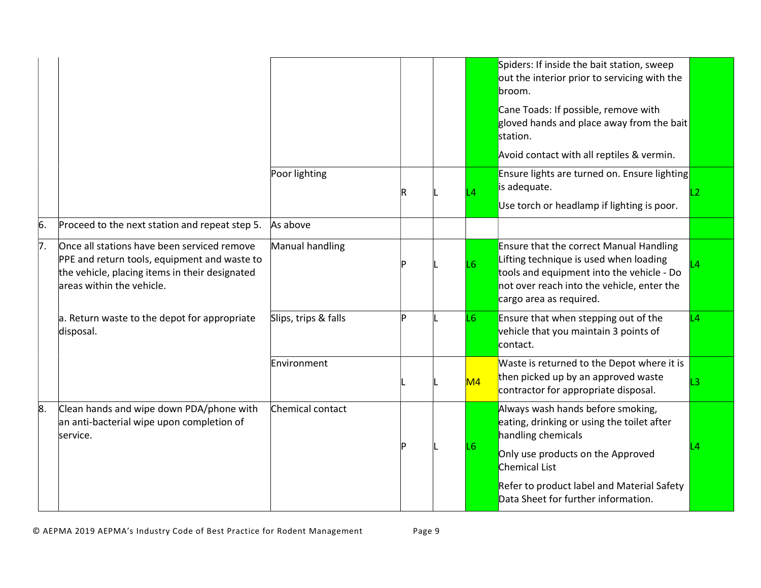| | | | | | | | |
|---|---|---|---|---|---|---|---|
| | | | | | | Spiders: If inside the bait station, sweep out the interior prior to servicing with the broom.<br><br>Cane Toads: If possible, remove with gloved hands and place away from the bait station.<br><br>Avoid contact with all reptiles & vermin. | |
| | | Poor lighting | R | L | L4 | Ensure lights are turned on. Ensure lighting is adequate.<br><br>Use torch or headlamp if lighting is poor. | L2 |
| 6. | Proceed to the next station and repeat step 5. | As above | | | | | |
| 7. | Once all stations have been serviced remove PPE and return tools, equipment and waste to the vehicle, placing items in their designated areas within the vehicle.<br><br>a. Return waste to the depot for appropriate disposal. | Manual handling | P | L | L6 | Ensure that the correct Manual Handling Lifting technique is used when loading tools and equipment into the vehicle - Do not over reach into the vehicle, enter the cargo area as required. | L4 |
| | | Slips, trips & falls | P | L | L6 | Ensure that when stepping out of the vehicle that you maintain 3 points of contact. | L4 |
| | | Environment | L | L | M4 | Waste is returned to the Depot where it is then picked up by an approved waste contractor for appropriate disposal. | L3 |
| 8. | Clean hands and wipe down PDA/phone with an anti-bacterial wipe upon completion of service. | Chemical contact | P | L | L6 | Always wash hands before smoking, eating, drinking or using the toilet after handling chemicals<br><br>Only use products on the Approved Chemical List<br><br>Refer to product label and Material Safety Data Sheet for further information. | L4 |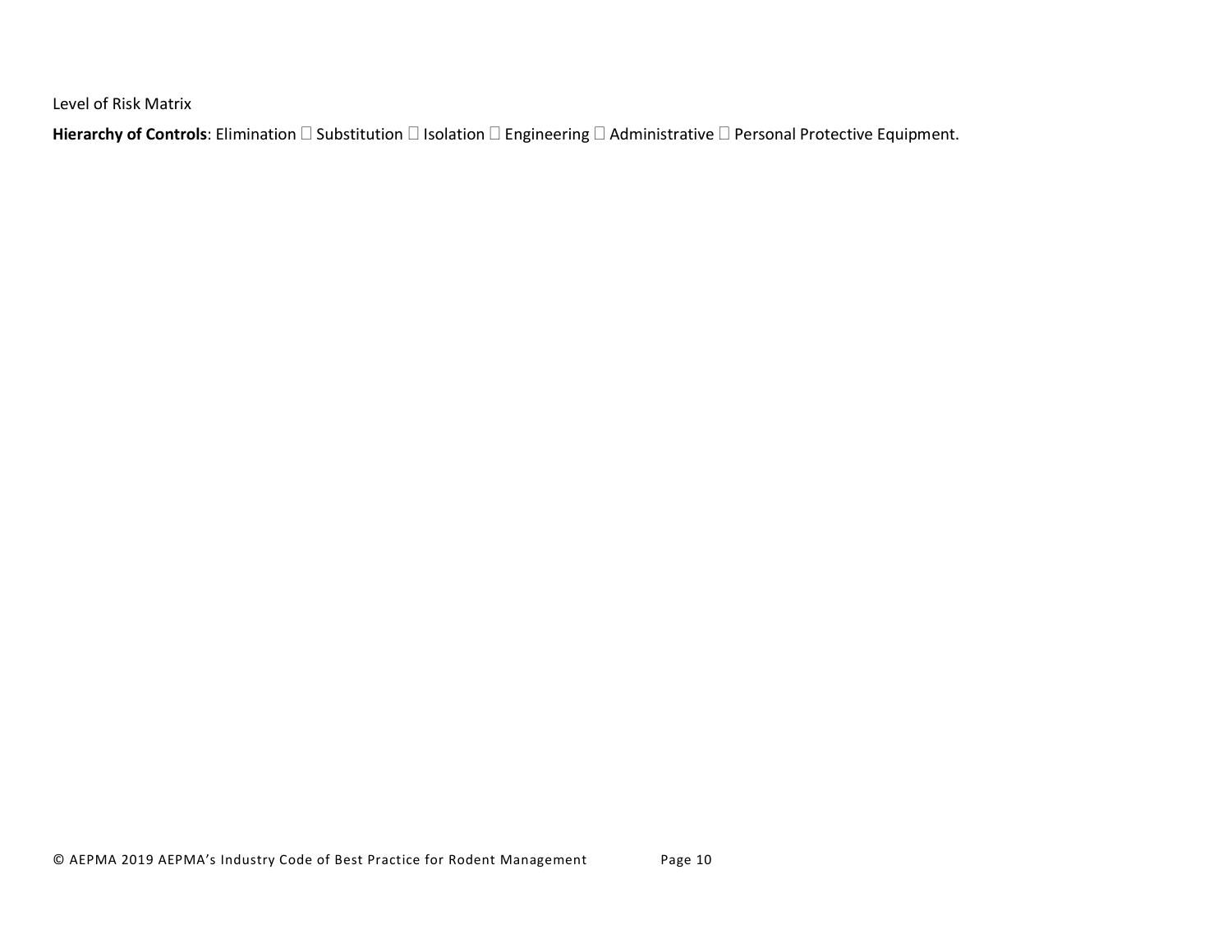Level of Risk Matrix

**Hierarchy of Controls**: Elimination  Substitution  Isolation  Engineering  Administrative  Personal Protective Equipment.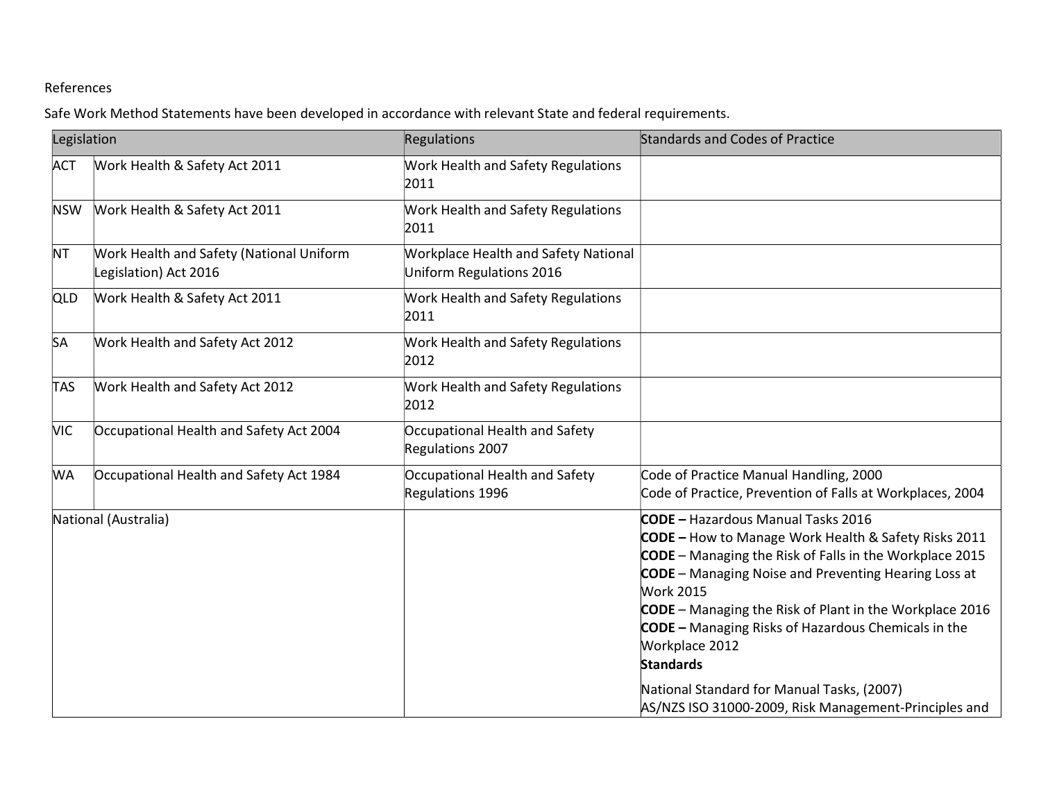References

Safe Work Method Statements have been developed in accordance with relevant State and federal requirements.

| Legislation | | Regulations | Standards and Codes of Practice |
|---|---|---|---|
| ACT | Work Health & Safety Act 2011 | Work Health and Safety Regulations 2011 | |
| NSW | Work Health & Safety Act 2011 | Work Health and Safety Regulations 2011 | |
| NT | Work Health and Safety (National Uniform Legislation) Act 2016 | Workplace Health and Safety National Uniform Regulations 2016 | |
| QLD | Work Health & Safety Act 2011 | Work Health and Safety Regulations 2011 | |
| SA | Work Health and Safety Act 2012 | Work Health and Safety Regulations 2012 | |
| TAS | Work Health and Safety Act 2012 | Work Health and Safety Regulations 2012 | |
| VIC | Occupational Health and Safety Act 2004 | Occupational Health and Safety Regulations 2007 | |
| WA | Occupational Health and Safety Act 1984 | Occupational Health and Safety Regulations 1996 | Code of Practice Manual Handling, 2000<br>Code of Practice, Prevention of Falls at Workplaces, 2004 |
| National (Australia) | | | **CODE –** Hazardous Manual Tasks 2016<br>**CODE –** How to Manage Work Health & Safety Risks 2011<br>**CODE** – Managing the Risk of Falls in the Workplace 2015<br>**CODE** – Managing Noise and Preventing Hearing Loss at Work 2015<br>**CODE** – Managing the Risk of Plant in the Workplace 2016<br>**CODE –** Managing Risks of Hazardous Chemicals in the Workplace 2012<br>**Standards**<br>National Standard for Manual Tasks, (2007)<br>AS/NZS ISO 31000-2009, Risk Management-Principles and |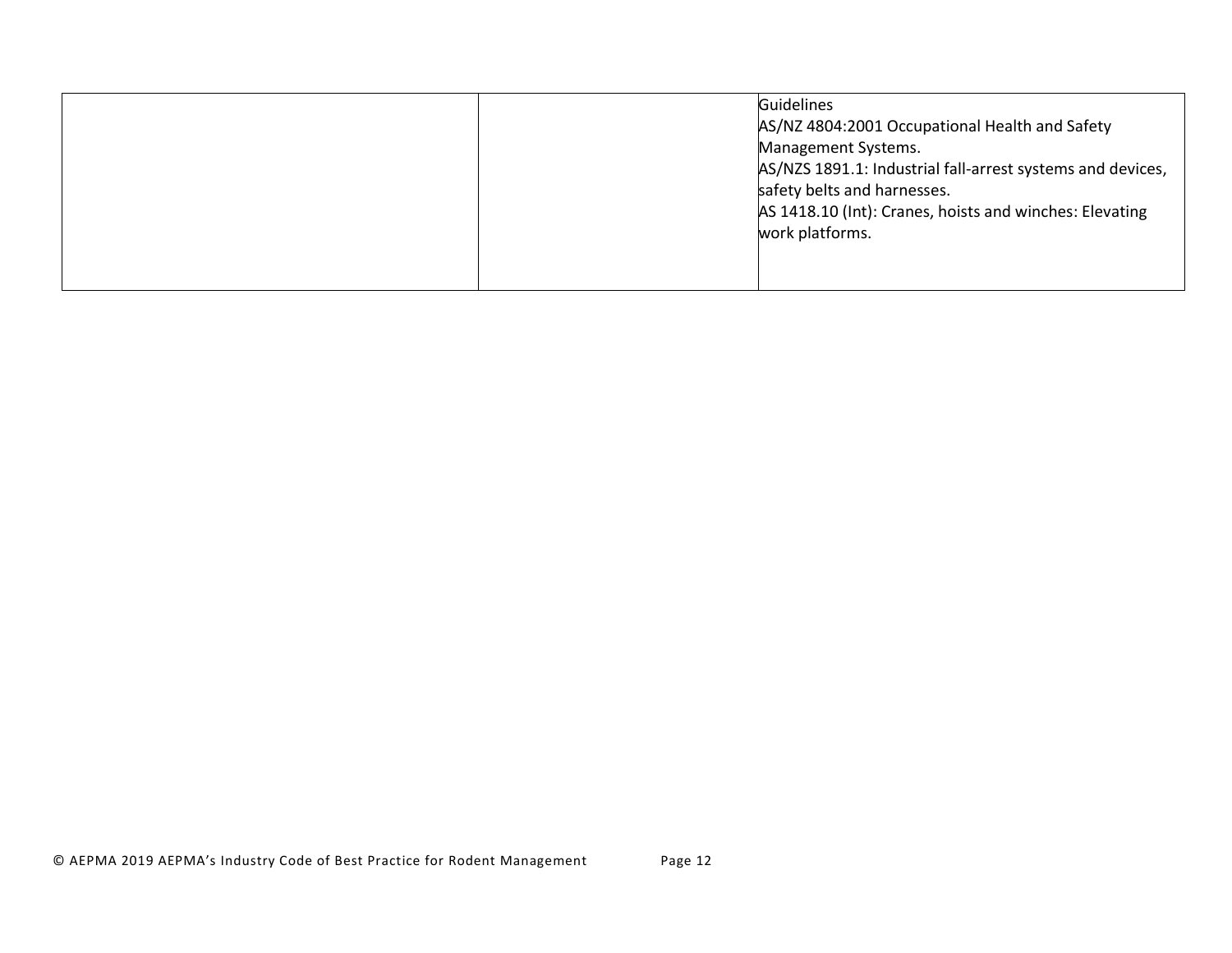| | | |
|---|---|---|
| | | Guidelines<br>AS/NZ 4804:2001 Occupational Health and Safety Management Systems.<br>AS/NZS 1891.1: Industrial fall-arrest systems and devices, safety belts and harnesses.<br>AS 1418.10 (Int): Cranes, hoists and winches: Elevating work platforms. |